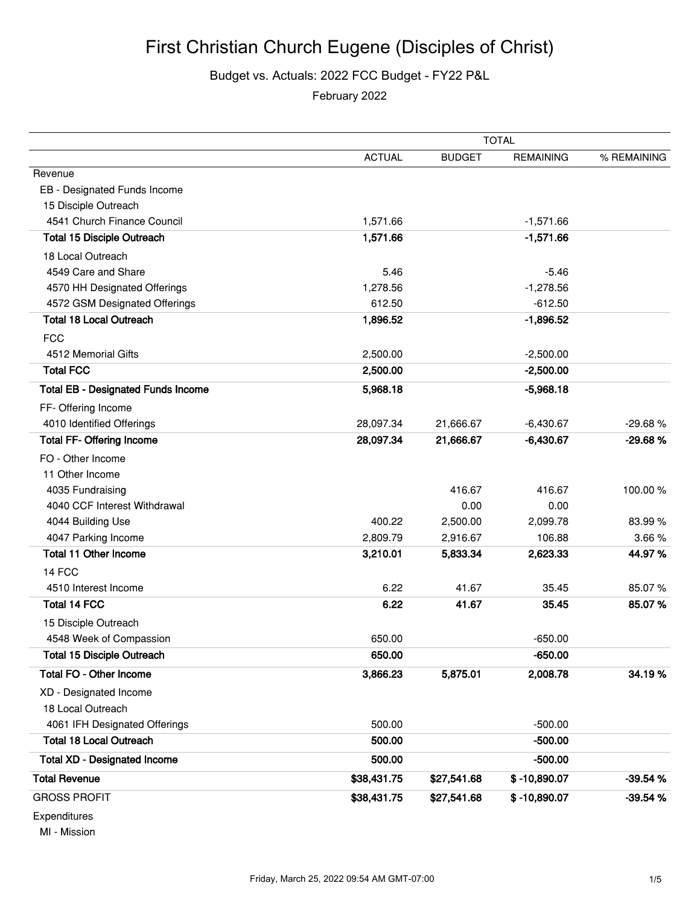# First Christian Church Eugene (Disciples of Christ)

## Budget vs. Actuals: 2022 FCC Budget - FY22 P&L

February 2022

| | TOTAL | | | |
|---|---|---|---|---|
| | ACTUAL | BUDGET | REMAINING | % REMAINING |
| Revenue | | | | |
| EB - Designated Funds Income | | | | |
| 15 Disciple Outreach | | | | |
| 4541 Church Finance Council | 1,571.66 | | -1,571.66 | |
| **Total 15 Disciple Outreach** | **1,571.66** | | **-1,571.66** | |
| 18 Local Outreach | | | | |
| 4549 Care and Share | 5.46 | | -5.46 | |
| 4570 HH Designated Offerings | 1,278.56 | | -1,278.56 | |
| 4572 GSM Designated Offerings | 612.50 | | -612.50 | |
| **Total 18 Local Outreach** | **1,896.52** | | **-1,896.52** | |
| FCC | | | | |
| 4512 Memorial Gifts | 2,500.00 | | -2,500.00 | |
| **Total FCC** | **2,500.00** | | **-2,500.00** | |
| **Total EB - Designated Funds Income** | **5,968.18** | | **-5,968.18** | |
| FF- Offering Income | | | | |
| 4010 Identified Offerings | 28,097.34 | 21,666.67 | -6,430.67 | -29.68 % |
| **Total FF- Offering Income** | **28,097.34** | **21,666.67** | **-6,430.67** | **-29.68 %** |
| FO - Other Income | | | | |
| 11 Other Income | | | | |
| 4035 Fundraising | | 416.67 | 416.67 | 100.00 % |
| 4040 CCF Interest Withdrawal | | 0.00 | 0.00 | |
| 4044 Building Use | 400.22 | 2,500.00 | 2,099.78 | 83.99 % |
| 4047 Parking Income | 2,809.79 | 2,916.67 | 106.88 | 3.66 % |
| **Total 11 Other Income** | **3,210.01** | **5,833.34** | **2,623.33** | **44.97 %** |
| 14 FCC | | | | |
| 4510 Interest Income | 6.22 | 41.67 | 35.45 | 85.07 % |
| **Total 14 FCC** | **6.22** | **41.67** | **35.45** | **85.07 %** |
| 15 Disciple Outreach | | | | |
| 4548 Week of Compassion | 650.00 | | -650.00 | |
| **Total 15 Disciple Outreach** | **650.00** | | **-650.00** | |
| **Total FO - Other Income** | **3,866.23** | **5,875.01** | **2,008.78** | **34.19 %** |
| XD - Designated Income | | | | |
| 18 Local Outreach | | | | |
| 4061 IFH Designated Offerings | 500.00 | | -500.00 | |
| **Total 18 Local Outreach** | **500.00** | | **-500.00** | |
| **Total XD - Designated Income** | **500.00** | | **-500.00** | |
| **Total Revenue** | **$38,431.75** | **$27,541.68** | **$ -10,890.07** | **-39.54 %** |
| GROSS PROFIT | **$38,431.75** | **$27,541.68** | **$ -10,890.07** | **-39.54 %** |
| Expenditures | | | | |
| MI - Mission | | | | |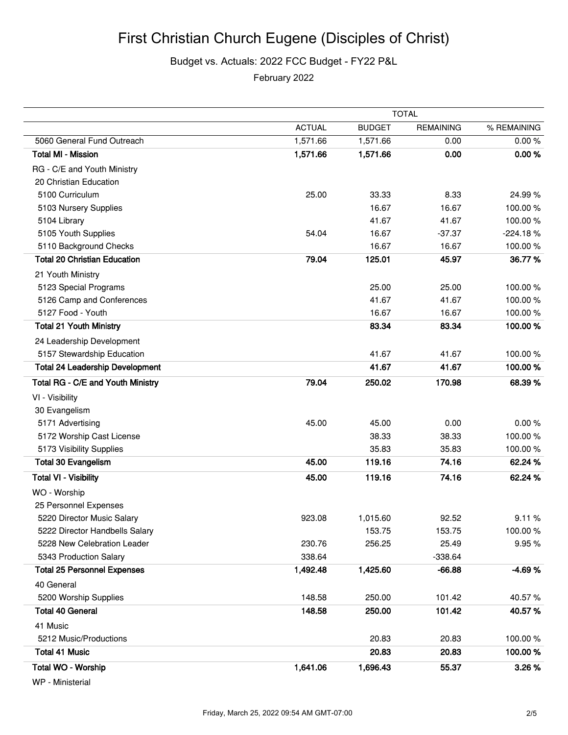# First Christian Church Eugene (Disciples of Christ)

Budget vs. Actuals: 2022 FCC Budget - FY22 P&L

February 2022

| | TOTAL | | | |
|---|---|---|---|---|
| | ACTUAL | BUDGET | REMAINING | % REMAINING |
| 5060 General Fund Outreach | 1,571.66 | 1,571.66 | 0.00 | 0.00 % |
| **Total MI - Mission** | **1,571.66** | **1,571.66** | **0.00** | **0.00 %** |
| RG - C/E and Youth Ministry | | | | |
| 20 Christian Education | | | | |
| 5100 Curriculum | 25.00 | 33.33 | 8.33 | 24.99 % |
| 5103 Nursery Supplies | | 16.67 | 16.67 | 100.00 % |
| 5104 Library | | 41.67 | 41.67 | 100.00 % |
| 5105 Youth Supplies | 54.04 | 16.67 | -37.37 | -224.18 % |
| 5110 Background Checks | | 16.67 | 16.67 | 100.00 % |
| **Total 20 Christian Education** | **79.04** | **125.01** | **45.97** | **36.77 %** |
| 21 Youth Ministry | | | | |
| 5123 Special Programs | | 25.00 | 25.00 | 100.00 % |
| 5126 Camp and Conferences | | 41.67 | 41.67 | 100.00 % |
| 5127 Food - Youth | | 16.67 | 16.67 | 100.00 % |
| **Total 21 Youth Ministry** | | **83.34** | **83.34** | **100.00 %** |
| 24 Leadership Development | | | | |
| 5157 Stewardship Education | | 41.67 | 41.67 | 100.00 % |
| **Total 24 Leadership Development** | | **41.67** | **41.67** | **100.00 %** |
| **Total RG - C/E and Youth Ministry** | **79.04** | **250.02** | **170.98** | **68.39 %** |
| VI - Visibility | | | | |
| 30 Evangelism | | | | |
| 5171 Advertising | 45.00 | 45.00 | 0.00 | 0.00 % |
| 5172 Worship Cast License | | 38.33 | 38.33 | 100.00 % |
| 5173 Visibility Supplies | | 35.83 | 35.83 | 100.00 % |
| **Total 30 Evangelism** | **45.00** | **119.16** | **74.16** | **62.24 %** |
| **Total VI - Visibility** | **45.00** | **119.16** | **74.16** | **62.24 %** |
| WO - Worship | | | | |
| 25 Personnel Expenses | | | | |
| 5220 Director Music Salary | 923.08 | 1,015.60 | 92.52 | 9.11 % |
| 5222 Director Handbells Salary | | 153.75 | 153.75 | 100.00 % |
| 5228 New Celebration Leader | 230.76 | 256.25 | 25.49 | 9.95 % |
| 5343 Production Salary | 338.64 | | -338.64 | |
| **Total 25 Personnel Expenses** | **1,492.48** | **1,425.60** | **-66.88** | **-4.69 %** |
| 40 General | | | | |
| 5200 Worship Supplies | 148.58 | 250.00 | 101.42 | 40.57 % |
| **Total 40 General** | **148.58** | **250.00** | **101.42** | **40.57 %** |
| 41 Music | | | | |
| 5212 Music/Productions | | 20.83 | 20.83 | 100.00 % |
| **Total 41 Music** | | **20.83** | **20.83** | **100.00 %** |
| **Total WO - Worship** | **1,641.06** | **1,696.43** | **55.37** | **3.26 %** |
| WP - Ministerial | | | | |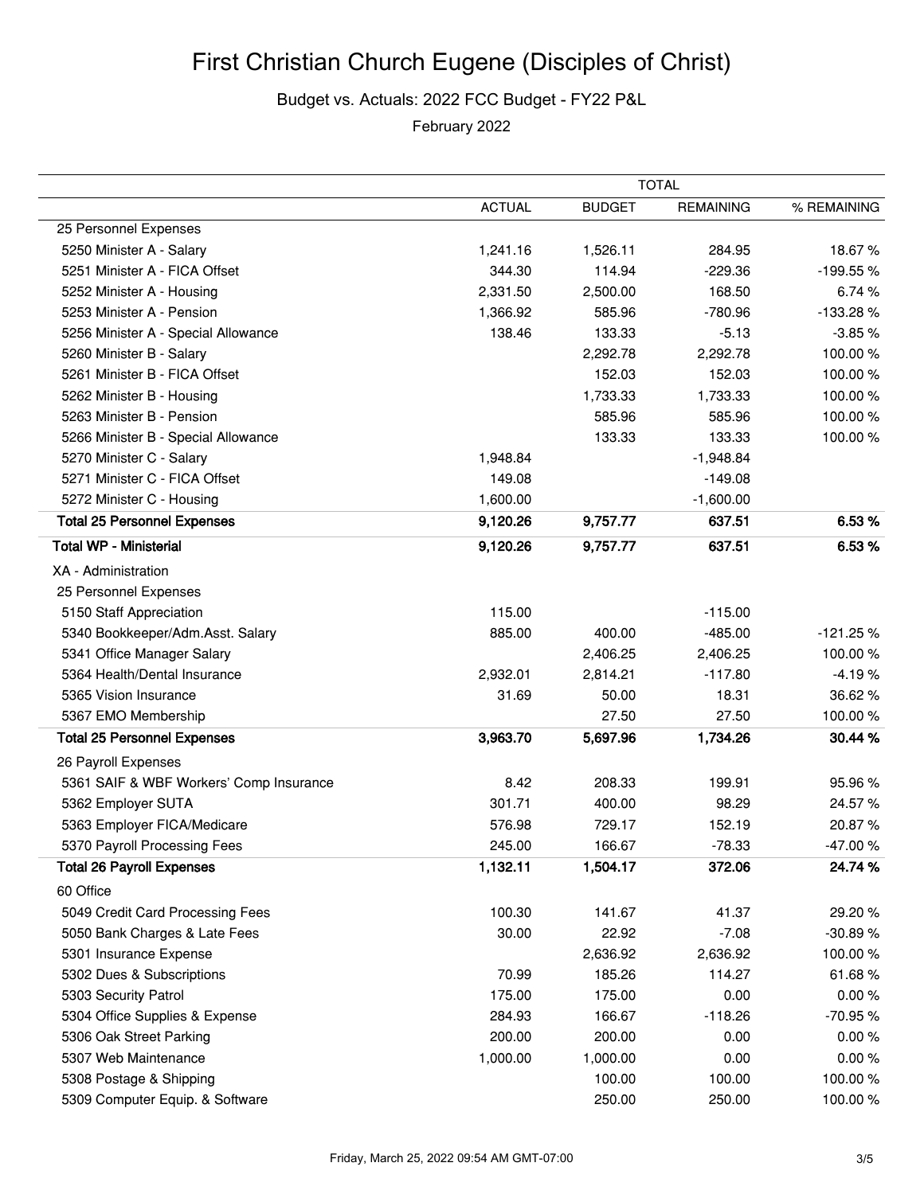# First Christian Church Eugene (Disciples of Christ)

Budget vs. Actuals: 2022 FCC Budget - FY22 P&L

February 2022

| | TOTAL | | | |
|---|---|---|---|---|
| | ACTUAL | BUDGET | REMAINING | % REMAINING |
| 25 Personnel Expenses | | | | |
| 5250 Minister A - Salary | 1,241.16 | 1,526.11 | 284.95 | 18.67 % |
| 5251 Minister A - FICA Offset | 344.30 | 114.94 | -229.36 | -199.55 % |
| 5252 Minister A - Housing | 2,331.50 | 2,500.00 | 168.50 | 6.74 % |
| 5253 Minister A - Pension | 1,366.92 | 585.96 | -780.96 | -133.28 % |
| 5256 Minister A - Special Allowance | 138.46 | 133.33 | -5.13 | -3.85 % |
| 5260 Minister B - Salary | | 2,292.78 | 2,292.78 | 100.00 % |
| 5261 Minister B - FICA Offset | | 152.03 | 152.03 | 100.00 % |
| 5262 Minister B - Housing | | 1,733.33 | 1,733.33 | 100.00 % |
| 5263 Minister B - Pension | | 585.96 | 585.96 | 100.00 % |
| 5266 Minister B - Special Allowance | | 133.33 | 133.33 | 100.00 % |
| 5270 Minister C - Salary | 1,948.84 | | -1,948.84 | |
| 5271 Minister C - FICA Offset | 149.08 | | -149.08 | |
| 5272 Minister C - Housing | 1,600.00 | | -1,600.00 | |
| **Total 25 Personnel Expenses** | **9,120.26** | **9,757.77** | **637.51** | **6.53 %** |
| **Total WP - Ministerial** | **9,120.26** | **9,757.77** | **637.51** | **6.53 %** |
| XA - Administration | | | | |
| 25 Personnel Expenses | | | | |
| 5150 Staff Appreciation | 115.00 | | -115.00 | |
| 5340 Bookkeeper/Adm.Asst. Salary | 885.00 | 400.00 | -485.00 | -121.25 % |
| 5341 Office Manager Salary | | 2,406.25 | 2,406.25 | 100.00 % |
| 5364 Health/Dental Insurance | 2,932.01 | 2,814.21 | -117.80 | -4.19 % |
| 5365 Vision Insurance | 31.69 | 50.00 | 18.31 | 36.62 % |
| 5367 EMO Membership | | 27.50 | 27.50 | 100.00 % |
| **Total 25 Personnel Expenses** | **3,963.70** | **5,697.96** | **1,734.26** | **30.44 %** |
| 26 Payroll Expenses | | | | |
| 5361 SAIF & WBF Workers' Comp Insurance | 8.42 | 208.33 | 199.91 | 95.96 % |
| 5362 Employer SUTA | 301.71 | 400.00 | 98.29 | 24.57 % |
| 5363 Employer FICA/Medicare | 576.98 | 729.17 | 152.19 | 20.87 % |
| 5370 Payroll Processing Fees | 245.00 | 166.67 | -78.33 | -47.00 % |
| **Total 26 Payroll Expenses** | **1,132.11** | **1,504.17** | **372.06** | **24.74 %** |
| 60 Office | | | | |
| 5049 Credit Card Processing Fees | 100.30 | 141.67 | 41.37 | 29.20 % |
| 5050 Bank Charges & Late Fees | 30.00 | 22.92 | -7.08 | -30.89 % |
| 5301 Insurance Expense | | 2,636.92 | 2,636.92 | 100.00 % |
| 5302 Dues & Subscriptions | 70.99 | 185.26 | 114.27 | 61.68 % |
| 5303 Security Patrol | 175.00 | 175.00 | 0.00 | 0.00 % |
| 5304 Office Supplies & Expense | 284.93 | 166.67 | -118.26 | -70.95 % |
| 5306 Oak Street Parking | 200.00 | 200.00 | 0.00 | 0.00 % |
| 5307 Web Maintenance | 1,000.00 | 1,000.00 | 0.00 | 0.00 % |
| 5308 Postage & Shipping | | 100.00 | 100.00 | 100.00 % |
| 5309 Computer Equip. & Software | | 250.00 | 250.00 | 100.00 % |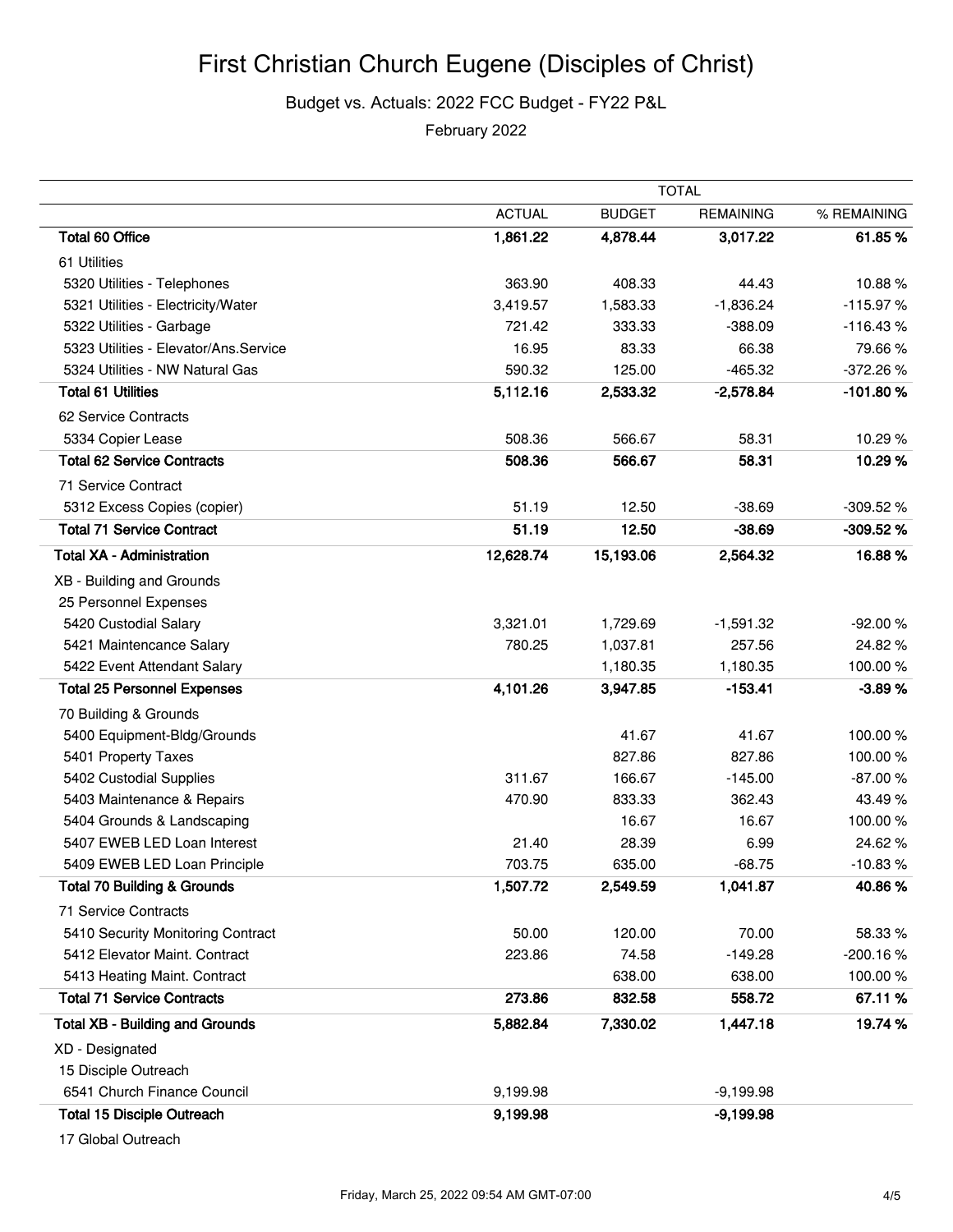# First Christian Church Eugene (Disciples of Christ)

Budget vs. Actuals: 2022 FCC Budget - FY22 P&L

February 2022

| | TOTAL | | | |
|---|---|---|---|---|
| | ACTUAL | BUDGET | REMAINING | % REMAINING |
| **Total 60 Office** | **1,861.22** | **4,878.44** | **3,017.22** | **61.85 %** |
| 61 Utilities | | | | |
| 5320 Utilities - Telephones | 363.90 | 408.33 | 44.43 | 10.88 % |
| 5321 Utilities - Electricity/Water | 3,419.57 | 1,583.33 | -1,836.24 | -115.97 % |
| 5322 Utilities - Garbage | 721.42 | 333.33 | -388.09 | -116.43 % |
| 5323 Utilities - Elevator/Ans.Service | 16.95 | 83.33 | 66.38 | 79.66 % |
| 5324 Utilities - NW Natural Gas | 590.32 | 125.00 | -465.32 | -372.26 % |
| **Total 61 Utilities** | **5,112.16** | **2,533.32** | **-2,578.84** | **-101.80 %** |
| 62 Service Contracts | | | | |
| 5334 Copier Lease | 508.36 | 566.67 | 58.31 | 10.29 % |
| **Total 62 Service Contracts** | **508.36** | **566.67** | **58.31** | **10.29 %** |
| 71 Service Contract | | | | |
| 5312 Excess Copies (copier) | 51.19 | 12.50 | -38.69 | -309.52 % |
| **Total 71 Service Contract** | **51.19** | **12.50** | **-38.69** | **-309.52 %** |
| **Total XA - Administration** | **12,628.74** | **15,193.06** | **2,564.32** | **16.88 %** |
| XB - Building and Grounds | | | | |
| 25 Personnel Expenses | | | | |
| 5420 Custodial Salary | 3,321.01 | 1,729.69 | -1,591.32 | -92.00 % |
| 5421 Maintencance Salary | 780.25 | 1,037.81 | 257.56 | 24.82 % |
| 5422 Event Attendant Salary | | 1,180.35 | 1,180.35 | 100.00 % |
| **Total 25 Personnel Expenses** | **4,101.26** | **3,947.85** | **-153.41** | **-3.89 %** |
| 70 Building & Grounds | | | | |
| 5400 Equipment-Bldg/Grounds | | 41.67 | 41.67 | 100.00 % |
| 5401 Property Taxes | | 827.86 | 827.86 | 100.00 % |
| 5402 Custodial Supplies | 311.67 | 166.67 | -145.00 | -87.00 % |
| 5403 Maintenance & Repairs | 470.90 | 833.33 | 362.43 | 43.49 % |
| 5404 Grounds & Landscaping | | 16.67 | 16.67 | 100.00 % |
| 5407 EWEB LED Loan Interest | 21.40 | 28.39 | 6.99 | 24.62 % |
| 5409 EWEB LED Loan Principle | 703.75 | 635.00 | -68.75 | -10.83 % |
| **Total 70 Building & Grounds** | **1,507.72** | **2,549.59** | **1,041.87** | **40.86 %** |
| 71 Service Contracts | | | | |
| 5410 Security Monitoring Contract | 50.00 | 120.00 | 70.00 | 58.33 % |
| 5412 Elevator Maint. Contract | 223.86 | 74.58 | -149.28 | -200.16 % |
| 5413 Heating Maint. Contract | | 638.00 | 638.00 | 100.00 % |
| **Total 71 Service Contracts** | **273.86** | **832.58** | **558.72** | **67.11 %** |
| **Total XB - Building and Grounds** | **5,882.84** | **7,330.02** | **1,447.18** | **19.74 %** |
| XD - Designated | | | | |
| 15 Disciple Outreach | | | | |
| 6541 Church Finance Council | 9,199.98 | | -9,199.98 | |
| **Total 15 Disciple Outreach** | **9,199.98** | | **-9,199.98** | |
| 17 Global Outreach | | | | |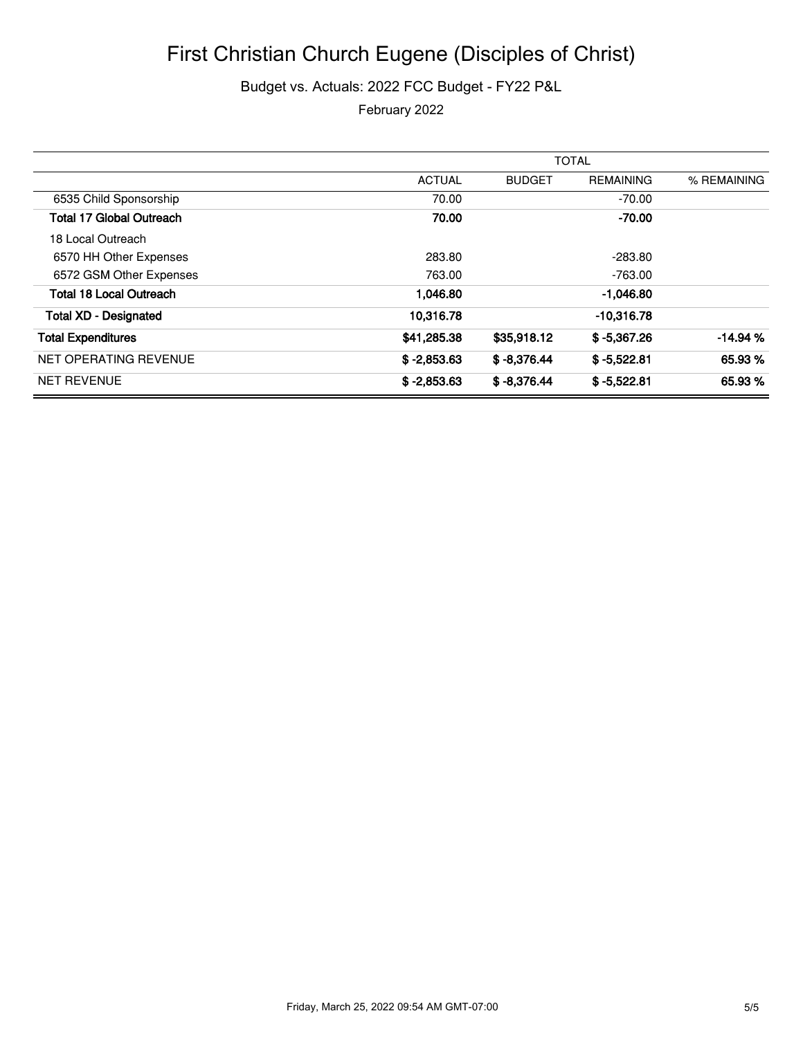# First Christian Church Eugene (Disciples of Christ)

Budget vs. Actuals: 2022 FCC Budget - FY22 P&L

February 2022

| | TOTAL | | | |
|---|---|---|---|---|
| | ACTUAL | BUDGET | REMAINING | % REMAINING |
| 6535 Child Sponsorship | 70.00 | | -70.00 | |
| **Total 17 Global Outreach** | **70.00** | | **-70.00** | |
| 18 Local Outreach | | | | |
| 6570 HH Other Expenses | 283.80 | | -283.80 | |
| 6572 GSM Other Expenses | 763.00 | | -763.00 | |
| **Total 18 Local Outreach** | **1,046.80** | | **-1,046.80** | |
| **Total XD - Designated** | **10,316.78** | | **-10,316.78** | |
| **Total Expenditures** | **$41,285.38** | **$35,918.12** | **$ -5,367.26** | **-14.94 %** |
| NET OPERATING REVENUE | **$ -2,853.63** | **$ -8,376.44** | **$ -5,522.81** | **65.93 %** |
| NET REVENUE | **$ -2,853.63** | **$ -8,376.44** | **$ -5,522.81** | **65.93 %** |

Friday, March 25, 2022 09:54 AM GMT-07:00